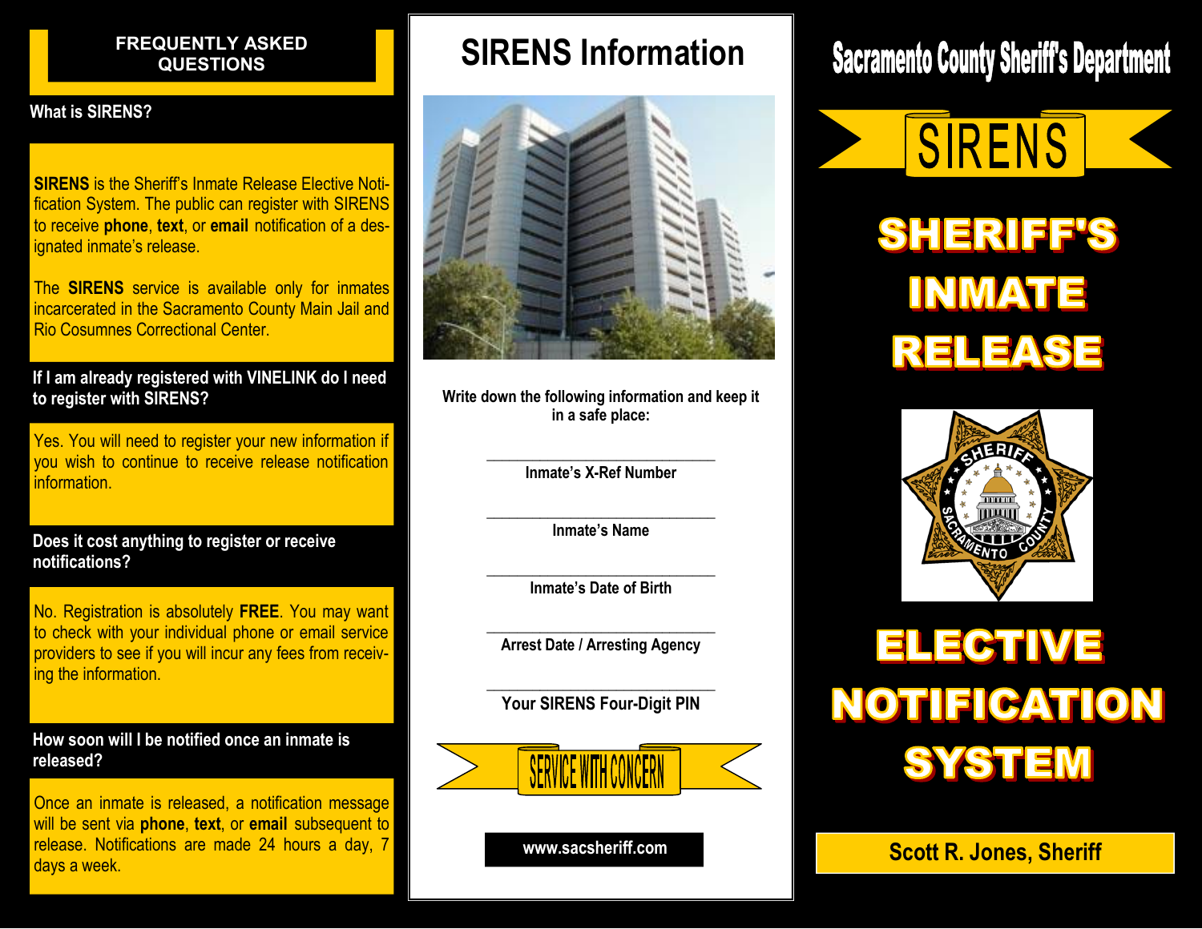## FREQUENTLY ASKED QUESTIONS

### What is SIRENS?

**SIRENS** is the Sheriff's Inmate Release Elective Notification System. The public can register with SIRENS to receive **phone**, **text**, or **email** notification of a designated inmate's release.

The **SIRENS** service is available only for inmates incarcerated in the Sacramento County Main Jail and Rio Cosumnes Correctional Center.

### If I am already registered with VINELINK do I need to register with SIRENS?

Yes. You will need to register your new information if you wish to continue to receive release notification information.

### Does it cost anything to register or receive notifications?

No. Registration is absolutely **FREE**. You may want to check with your individual phone or email service providers to see if you will incur any fees from receiving the information.

### How soon will I be notified once an inmate is released?

Once an inmate is released, a notification message will be sent via **phone**, **text**, or **email** subsequent to release. Notifications are made 24 hours a day, 7 days a week.

# SIRENS Information

**Write down the following information and keep it in a safe place:**

________________________________
**Inmate's X-Ref Number**

________________________________
**Inmate's Name**

________________________________
**Inmate's Date of Birth**

________________________________
**Arrest Date / Arresting Agency**

________________________________
**Your SIRENS Four-Digit PIN**

SERVICE WITH CONCERN

**www.sacsheriff.com**

# Sacramento County Sheriff's Department

## SIRENS

# SHERIFF'S INMATE RELEASE ELECTIVE NOTIFICATION SYSTEM

**Scott R. Jones, Sheriff**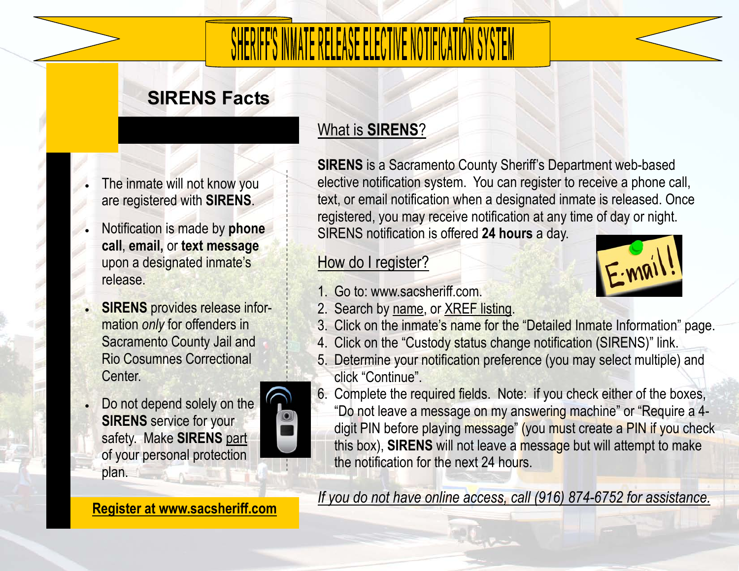# SHERIFF'S INMATE RELEASE ELECTIVE NOTIFICATION SYSTEM

## SIRENS Facts

- The inmate will not know you are registered with **SIRENS**.
- Notification is made by **phone call**, **email,** or **text message** upon a designated inmate's release.
- **SIRENS** provides release information *only* for offenders in Sacramento County Jail and Rio Cosumnes Correctional Center.
- Do not depend solely on the **SIRENS** service for your safety. Make **SIRENS** part of your personal protection plan.

**Register at www.sacsheriff.com**

## What is **SIRENS**?

**SIRENS** is a Sacramento County Sheriff's Department web-based elective notification system. You can register to receive a phone call, text, or email notification when a designated inmate is released. Once registered, you may receive notification at any time of day or night. SIRENS notification is offered **24 hours** a day.

## How do I register?

1. Go to: www.sacsheriff.com.
2. Search by name, or XREF listing.
3. Click on the inmate's name for the "Detailed Inmate Information" page.
4. Click on the "Custody status change notification (SIRENS)" link.
5. Determine your notification preference (you may select multiple) and click "Continue".
6. Complete the required fields. Note: if you check either of the boxes, "Do not leave a message on my answering machine" or "Require a 4-digit PIN before playing message" (you must create a PIN if you check this box), **SIRENS** will not leave a message but will attempt to make the notification for the next 24 hours.

*If you do not have online access, call (916) 874-6752 for assistance.*